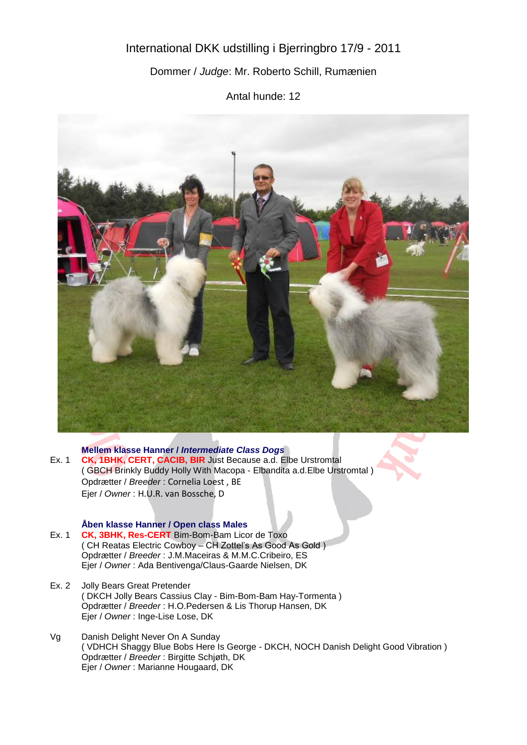International DKK udstilling i Bjerringbro 17/9 - 2011

Dommer / *Judge*: Mr. Roberto Schill, Rumænien

Antal hunde: 12

**Mellem klasse Hanner / *Intermediate Class Dogs***

Ex. 1 **CK, 1BHK, CERT, CACIB, BIR** Just Because a.d. Elbe Urstromtal
( GBCH Brinkly Buddy Holly With Macopa - Elbandita a.d.Elbe Urstromtal )
Opdrætter / *Breeder* : Cornelia Loest , BE
Ejer / *Owner* : H.U.R. van Bossche, D

**Åben klasse Hanner / Open class Males**

Ex. 1 **CK, 3BHK, Res-CERT** Bim-Bom-Bam Licor de Toxo
( CH Reatas Electric Cowboy – CH Zottel's As Good As Gold )
Opdrætter / *Breeder* : J.M.Maceiras & M.M.C.Cribeiro, ES
Ejer / *Owner* : Ada Bentivenga/Claus-Gaarde Nielsen, DK

Ex. 2 Jolly Bears Great Pretender
( DKCH Jolly Bears Cassius Clay - Bim-Bom-Bam Hay-Tormenta )
Opdrætter / *Breeder* : H.O.Pedersen & Lis Thorup Hansen, DK
Ejer / *Owner* : Inge-Lise Lose, DK

Vg Danish Delight Never On A Sunday
( VDHCH Shaggy Blue Bobs Here Is George - DKCH, NOCH Danish Delight Good Vibration )
Opdrætter / *Breeder* : Birgitte Schjøth, DK
Ejer / *Owner* : Marianne Hougaard, DK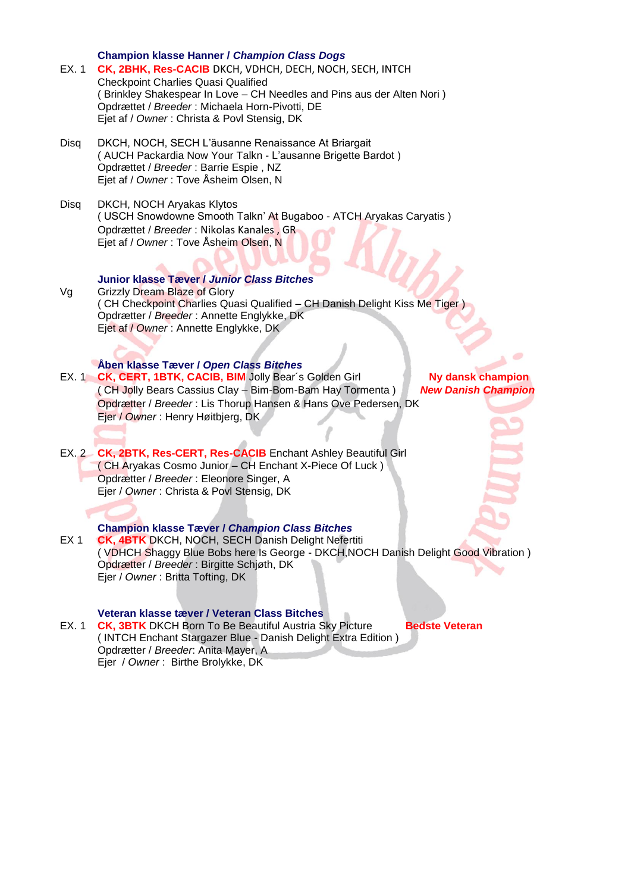### Champion klasse Hanner / *Champion Class Dogs*

EX. 1 **CK, 2BHK, Res-CACIB** DKCH, VDHCH, DECH, NOCH, SECH, INTCH
Checkpoint Charlies Quasi Qualified
( Brinkley Shakespear In Love – CH Needles and Pins aus der Alten Nori )
Opdrættet / *Breeder* : Michaela Horn-Pivotti, DE
Ejet af / *Owner* : Christa & Povl Stensig, DK

Disq DKCH, NOCH, SECH L'äusanne Renaissance At Briargait
( AUCH Packardia Now Your Talkn - L'ausanne Brigette Bardot )
Opdrættet / *Breeder* : Barrie Espie , NZ
Ejet af / *Owner* : Tove Åsheim Olsen, N

Disq DKCH, NOCH Aryakas Klytos
( USCH Snowdowne Smooth Talkn' At Bugaboo - ATCH Aryakas Caryatis )
Opdrættet / *Breeder* : Nikolas Kanales , GR
Ejet af / *Owner* : Tove Åsheim Olsen, N

### Junior klasse Tæver / *Junior Class Bitches*

Vg Grizzly Dream Blaze of Glory
( CH Checkpoint Charlies Quasi Qualified – CH Danish Delight Kiss Me Tiger )
Opdrætter / *Breeder* : Annette Englykke, DK
Ejet af / *Owner* : Annette Englykke, DK

### Åben klasse Tæver / *Open Class Bitches*

EX. 1 **CK, CERT, 1BTK, CACIB, BIM** Jolly Bear´s Golden Girl — **Ny dansk champion** / ***New Danish Champion***
( CH Jolly Bears Cassius Clay – Bim-Bom-Bam Hay Tormenta )
Opdrætter / *Breeder* : Lis Thorup Hansen & Hans Ove Pedersen, DK
Ejer / *Owner* : Henry Høitbjerg, DK

EX. 2 **CK, 2BTK, Res-CERT, Res-CACIB** Enchant Ashley Beautiful Girl
( CH Aryakas Cosmo Junior – CH Enchant X-Piece Of Luck )
Opdrætter / *Breeder* : Eleonore Singer, A
Ejer / *Owner* : Christa & Povl Stensig, DK

### Champion klasse Tæver / *Champion Class Bitches*

EX 1 **CK, 4BTK** DKCH, NOCH, SECH Danish Delight Nefertiti
( VDHCH Shaggy Blue Bobs here Is George - DKCH,NOCH Danish Delight Good Vibration )
Opdrætter / *Breeder* : Birgitte Schjøth, DK
Ejer / *Owner* : Britta Tofting, DK

### Veteran klasse tæver / Veteran Class Bitches

EX. 1 **CK, 3BTK** DKCH Born To Be Beautiful Austria Sky Picture — **Bedste Veteran**
( INTCH Enchant Stargazer Blue - Danish Delight Extra Edition )
Opdrætter / *Breeder*: Anita Mayer, A
Ejer / *Owner* : Birthe Brolykke, DK